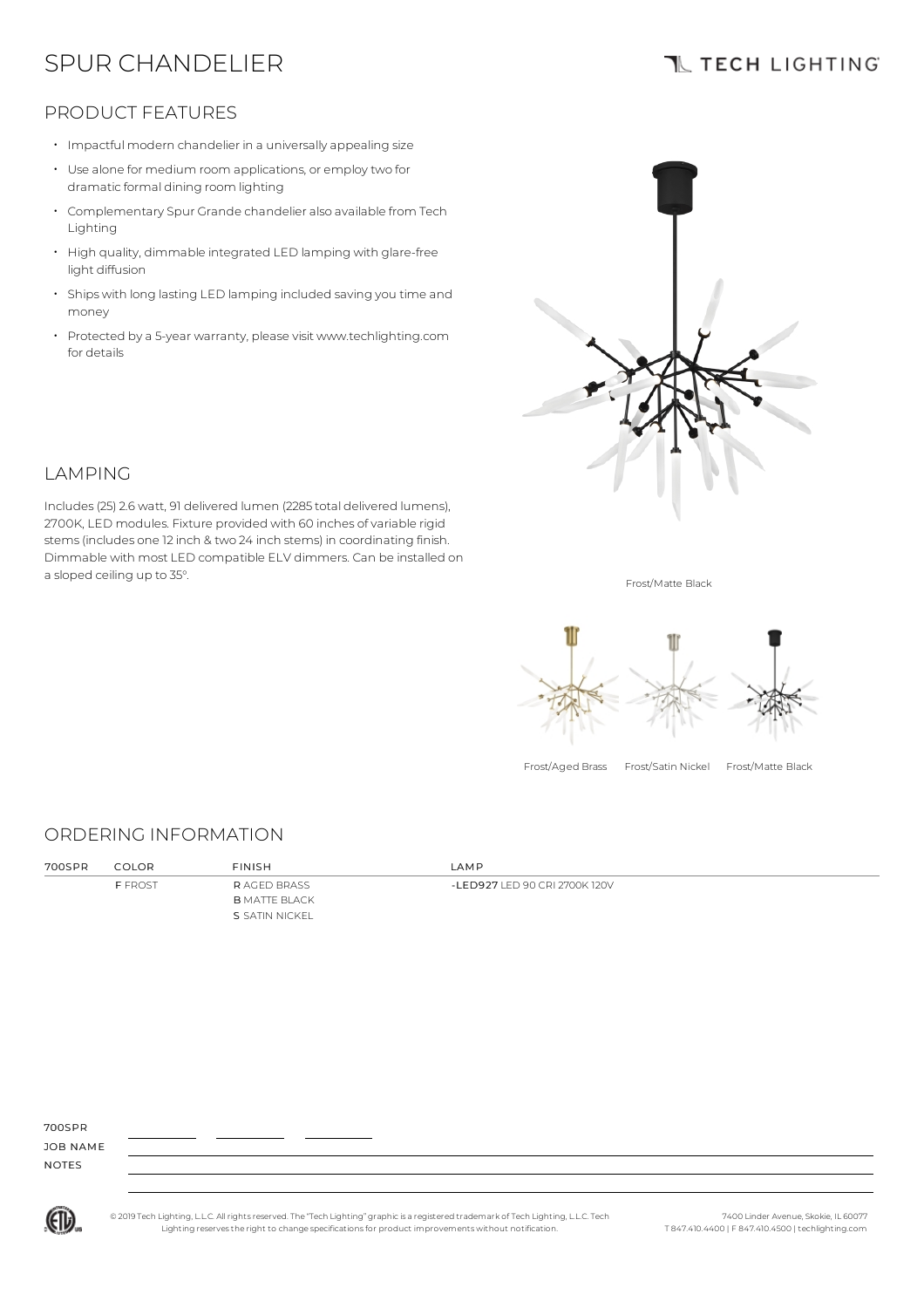# SPUR CHANDELIER

TECH LIGHTING

## PRODUCT FEATURES

- Impactful modern chandelier in a universally appealing size
- Use alone for medium room applications, or employ two for dramatic formal dining room lighting
- Complementary Spur Grande chandelier also available from Tech Lighting
- High quality, dimmable integrated LED lamping with glare-free light diffusion
- Ships with long lasting LED lamping included saving you time and money
- Protected by a 5-year warranty, please visit www.techlighting.com for details

Frost/Matte Black

## LAMPING

Includes (25) 2.6 watt, 91 delivered lumen (2285 total delivered lumens), 2700K, LED modules. Fixture provided with 60 inches of variable rigid stems (includes one 12 inch & two 24 inch stems) in coordinating finish. Dimmable with most LED compatible ELV dimmers. Can be installed on a sloped ceiling up to 35°.

Frost/Aged Brass    Frost/Satin Nickel    Frost/Matte Black

## ORDERING INFORMATION

| 700SPR | COLOR | FINISH | LAMP |
|---|---|---|---|
| | **F** FROST | **R** AGED BRASS | **-LED927** LED 90 CRI 2700K 120V |
| | | **B** MATTE BLACK | |
| | | **S** SATIN NICKEL | |

700SPR \_\_\_\_\_\_\_\_ \_\_\_\_\_\_\_\_ \_\_\_\_\_\_\_\_

JOB NAME

NOTES

© 2019 Tech Lighting, L.L.C. All rights reserved. The "Tech Lighting" graphic is a registered trademark of Tech Lighting, L.L.C. Tech Lighting reserves the right to change specifications for product improvements without notification.

7400 Linder Avenue, Skokie, IL 60077
T 847.410.4400 | F 847.410.4500 | techlighting.com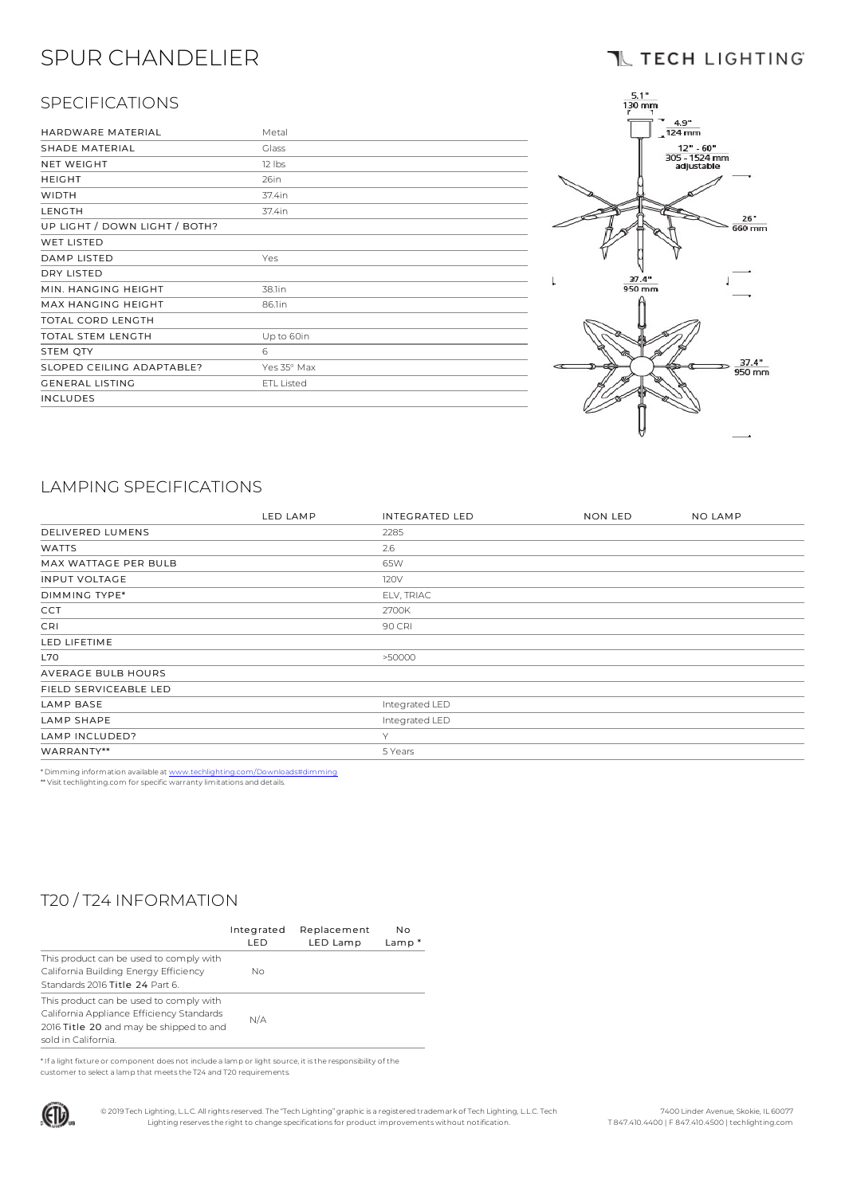# SPUR CHANDELIER

TECH LIGHTING

## SPECIFICATIONS

| | |
|---|---|
| HARDWARE MATERIAL | Metal |
| SHADE MATERIAL | Glass |
| NET WEIGHT | 12 lbs |
| HEIGHT | 26in |
| WIDTH | 37.4in |
| LENGTH | 37.4in |
| UP LIGHT / DOWN LIGHT / BOTH? | |
| WET LISTED | |
| DAMP LISTED | Yes |
| DRY LISTED | |
| MIN. HANGING HEIGHT | 38.1in |
| MAX HANGING HEIGHT | 86.1in |
| TOTAL CORD LENGTH | |
| TOTAL STEM LENGTH | Up to 60in |
| STEM QTY | 6 |
| SLOPED CEILING ADAPTABLE? | Yes 35° Max |
| GENERAL LISTING | ETL Listed |
| INCLUDES | |

5.1"
130 mm

4.9"
124 mm

12" - 60"
305 - 1524 mm
adjustable

26"
660 mm

37.4"
950 mm

37.4"
950 mm

## LAMPING SPECIFICATIONS

| | LED LAMP | INTEGRATED LED | NON LED | NO LAMP |
|---|---|---|---|---|
| DELIVERED LUMENS | | 2285 | | |
| WATTS | | 26 | | |
| MAX WATTAGE PER BULB | | 65W | | |
| INPUT VOLTAGE | | 120V | | |
| DIMMING TYPE* | | ELV, TRIAC | | |
| CCT | | 2700K | | |
| CRI | | 90 CRI | | |
| LED LIFETIME | | | | |
| L70 | | >50000 | | |
| AVERAGE BULB HOURS | | | | |
| FIELD SERVICEABLE LED | | | | |
| LAMP BASE | | Integrated LED | | |
| LAMP SHAPE | | Integrated LED | | |
| LAMP INCLUDED? | | Y | | |
| WARRANTY** | | 5 Years | | |

* Dimming information available at www.techlighting.com/Downloads#dimming
** Visit techlighting.com for specific warranty limitations and details.

## T20 / T24 INFORMATION

| | Integrated LED | Replacement LED Lamp | No Lamp * |
|---|---|---|---|
| This product can be used to comply with California Building Energy Efficiency Standards 2016 Title 24 Part 6. | No | | |
| This product can be used to comply with California Appliance Efficiency Standards 2016 Title 20 and may be shipped to and sold in California. | N/A | | |

* If a light fixture or component does not include a lamp or light source, it is the responsibility of the customer to select a lamp that meets the T24 and T20 requirements.

© 2019 Tech Lighting, L.L.C. All rights reserved. The "Tech Lighting" graphic is a registered trademark of Tech Lighting, L.L.C. Tech Lighting reserves the right to change specifications for product improvements without notification.

7400 Linder Avenue, Skokie, IL 60077
T 847.410.4400 | F 847.410.4500 | techlighting.com